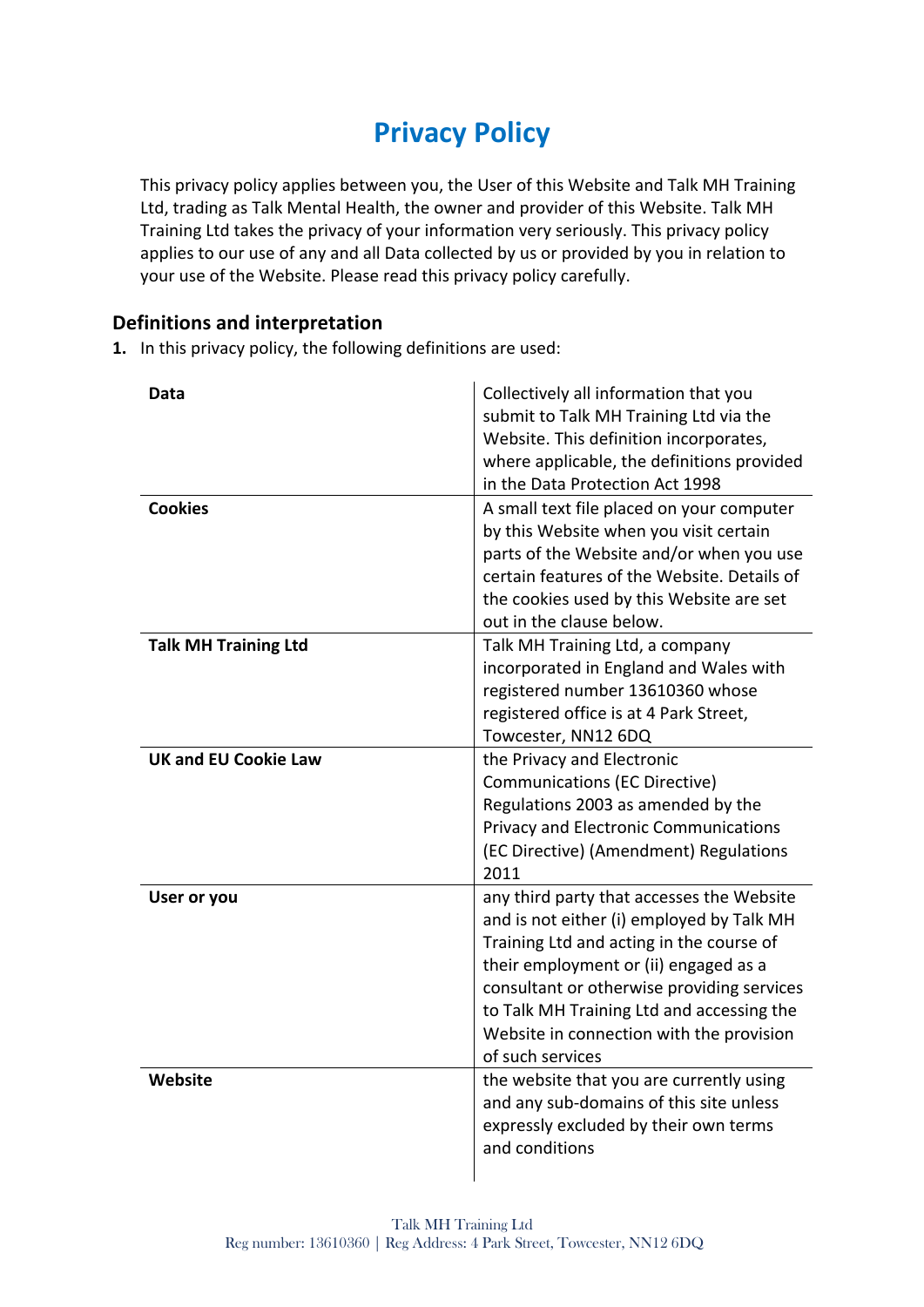# Privacy Policy

This privacy policy applies between you, the User of this Website and Talk MH Training Ltd, trading as Talk Mental Health, the owner and provider of this Website. Talk MH Training Ltd takes the privacy of your information very seriously. This privacy policy applies to our use of any and all Data collected by us or provided by you in relation to your use of the Website. Please read this privacy policy carefully.

## Definitions and interpretation

1. In this privacy policy, the following definitions are used:

| | |
|---|---|
| **Data** | Collectively all information that you submit to Talk MH Training Ltd via the Website. This definition incorporates, where applicable, the definitions provided in the Data Protection Act 1998 |
| **Cookies** | A small text file placed on your computer by this Website when you visit certain parts of the Website and/or when you use certain features of the Website. Details of the cookies used by this Website are set out in the clause below. |
| **Talk MH Training Ltd** | Talk MH Training Ltd, a company incorporated in England and Wales with registered number 13610360 whose registered office is at 4 Park Street, Towcester, NN12 6DQ |
| **UK and EU Cookie Law** | the Privacy and Electronic Communications (EC Directive) Regulations 2003 as amended by the Privacy and Electronic Communications (EC Directive) (Amendment) Regulations 2011 |
| **User or you** | any third party that accesses the Website and is not either (i) employed by Talk MH Training Ltd and acting in the course of their employment or (ii) engaged as a consultant or otherwise providing services to Talk MH Training Ltd and accessing the Website in connection with the provision of such services |
| **Website** | the website that you are currently using and any sub-domains of this site unless expressly excluded by their own terms and conditions |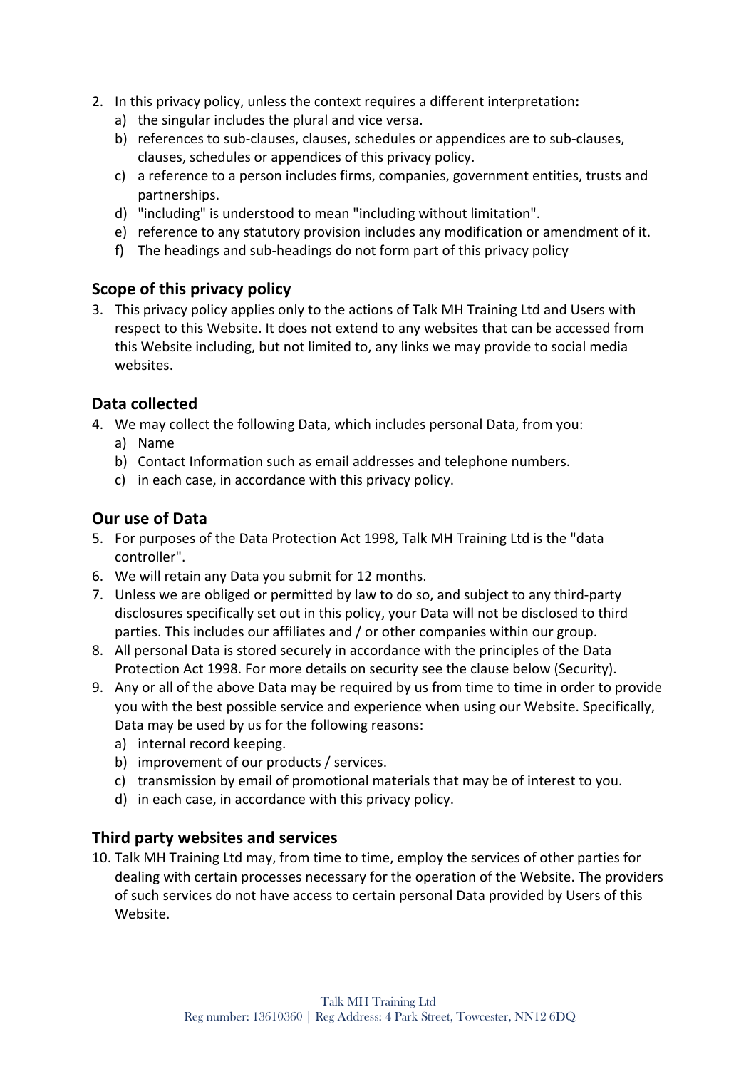2. In this privacy policy, unless the context requires a different interpretation**:**
   a) the singular includes the plural and vice versa.
   b) references to sub-clauses, clauses, schedules or appendices are to sub-clauses, clauses, schedules or appendices of this privacy policy.
   c) a reference to a person includes firms, companies, government entities, trusts and partnerships.
   d) "including" is understood to mean "including without limitation".
   e) reference to any statutory provision includes any modification or amendment of it.
   f) The headings and sub-headings do not form part of this privacy policy

## Scope of this privacy policy

3. This privacy policy applies only to the actions of Talk MH Training Ltd and Users with respect to this Website. It does not extend to any websites that can be accessed from this Website including, but not limited to, any links we may provide to social media websites.

## Data collected

4. We may collect the following Data, which includes personal Data, from you:
   a) Name
   b) Contact Information such as email addresses and telephone numbers.
   c) in each case, in accordance with this privacy policy.

## Our use of Data

5. For purposes of the Data Protection Act 1998, Talk MH Training Ltd is the "data controller".
6. We will retain any Data you submit for 12 months.
7. Unless we are obliged or permitted by law to do so, and subject to any third-party disclosures specifically set out in this policy, your Data will not be disclosed to third parties. This includes our affiliates and / or other companies within our group.
8. All personal Data is stored securely in accordance with the principles of the Data Protection Act 1998. For more details on security see the clause below (Security).
9. Any or all of the above Data may be required by us from time to time in order to provide you with the best possible service and experience when using our Website. Specifically, Data may be used by us for the following reasons:
   a) internal record keeping.
   b) improvement of our products / services.
   c) transmission by email of promotional materials that may be of interest to you.
   d) in each case, in accordance with this privacy policy.

## Third party websites and services

10. Talk MH Training Ltd may, from time to time, employ the services of other parties for dealing with certain processes necessary for the operation of the Website. The providers of such services do not have access to certain personal Data provided by Users of this Website.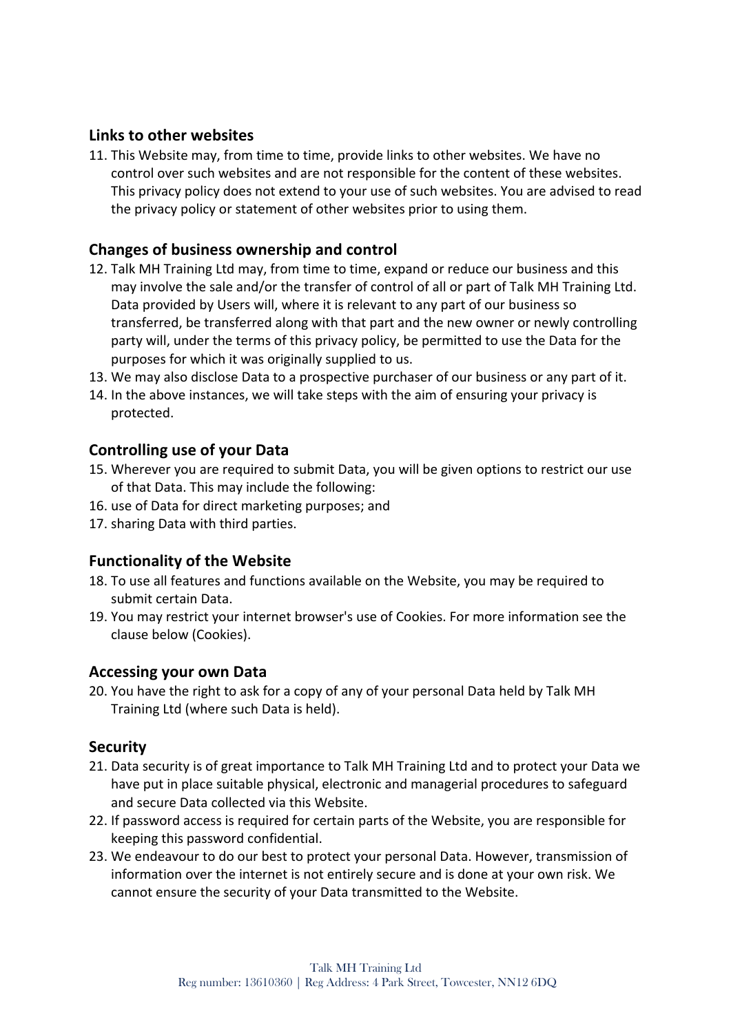## Links to other websites

11. This Website may, from time to time, provide links to other websites. We have no control over such websites and are not responsible for the content of these websites. This privacy policy does not extend to your use of such websites. You are advised to read the privacy policy or statement of other websites prior to using them.

## Changes of business ownership and control

12. Talk MH Training Ltd may, from time to time, expand or reduce our business and this may involve the sale and/or the transfer of control of all or part of Talk MH Training Ltd. Data provided by Users will, where it is relevant to any part of our business so transferred, be transferred along with that part and the new owner or newly controlling party will, under the terms of this privacy policy, be permitted to use the Data for the purposes for which it was originally supplied to us.
13. We may also disclose Data to a prospective purchaser of our business or any part of it.
14. In the above instances, we will take steps with the aim of ensuring your privacy is protected.

## Controlling use of your Data

15. Wherever you are required to submit Data, you will be given options to restrict our use of that Data. This may include the following:
16. use of Data for direct marketing purposes; and
17. sharing Data with third parties.

## Functionality of the Website

18. To use all features and functions available on the Website, you may be required to submit certain Data.
19. You may restrict your internet browser's use of Cookies. For more information see the clause below (Cookies).

## Accessing your own Data

20. You have the right to ask for a copy of any of your personal Data held by Talk MH Training Ltd (where such Data is held).

## Security

21. Data security is of great importance to Talk MH Training Ltd and to protect your Data we have put in place suitable physical, electronic and managerial procedures to safeguard and secure Data collected via this Website.
22. If password access is required for certain parts of the Website, you are responsible for keeping this password confidential.
23. We endeavour to do our best to protect your personal Data. However, transmission of information over the internet is not entirely secure and is done at your own risk. We cannot ensure the security of your Data transmitted to the Website.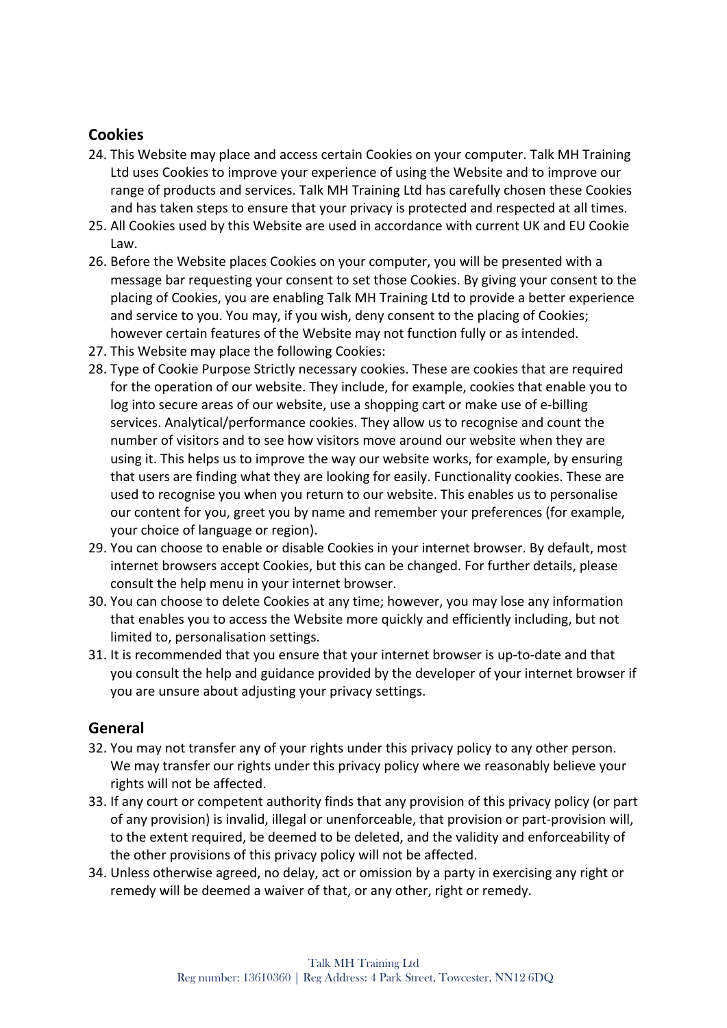## Cookies

24. This Website may place and access certain Cookies on your computer. Talk MH Training Ltd uses Cookies to improve your experience of using the Website and to improve our range of products and services. Talk MH Training Ltd has carefully chosen these Cookies and has taken steps to ensure that your privacy is protected and respected at all times.
25. All Cookies used by this Website are used in accordance with current UK and EU Cookie Law.
26. Before the Website places Cookies on your computer, you will be presented with a message bar requesting your consent to set those Cookies. By giving your consent to the placing of Cookies, you are enabling Talk MH Training Ltd to provide a better experience and service to you. You may, if you wish, deny consent to the placing of Cookies; however certain features of the Website may not function fully or as intended.
27. This Website may place the following Cookies:
28. Type of Cookie Purpose Strictly necessary cookies. These are cookies that are required for the operation of our website. They include, for example, cookies that enable you to log into secure areas of our website, use a shopping cart or make use of e-billing services. Analytical/performance cookies. They allow us to recognise and count the number of visitors and to see how visitors move around our website when they are using it. This helps us to improve the way our website works, for example, by ensuring that users are finding what they are looking for easily. Functionality cookies. These are used to recognise you when you return to our website. This enables us to personalise our content for you, greet you by name and remember your preferences (for example, your choice of language or region).
29. You can choose to enable or disable Cookies in your internet browser. By default, most internet browsers accept Cookies, but this can be changed. For further details, please consult the help menu in your internet browser.
30. You can choose to delete Cookies at any time; however, you may lose any information that enables you to access the Website more quickly and efficiently including, but not limited to, personalisation settings.
31. It is recommended that you ensure that your internet browser is up-to-date and that you consult the help and guidance provided by the developer of your internet browser if you are unsure about adjusting your privacy settings.

## General

32. You may not transfer any of your rights under this privacy policy to any other person. We may transfer our rights under this privacy policy where we reasonably believe your rights will not be affected.
33. If any court or competent authority finds that any provision of this privacy policy (or part of any provision) is invalid, illegal or unenforceable, that provision or part-provision will, to the extent required, be deemed to be deleted, and the validity and enforceability of the other provisions of this privacy policy will not be affected.
34. Unless otherwise agreed, no delay, act or omission by a party in exercising any right or remedy will be deemed a waiver of that, or any other, right or remedy.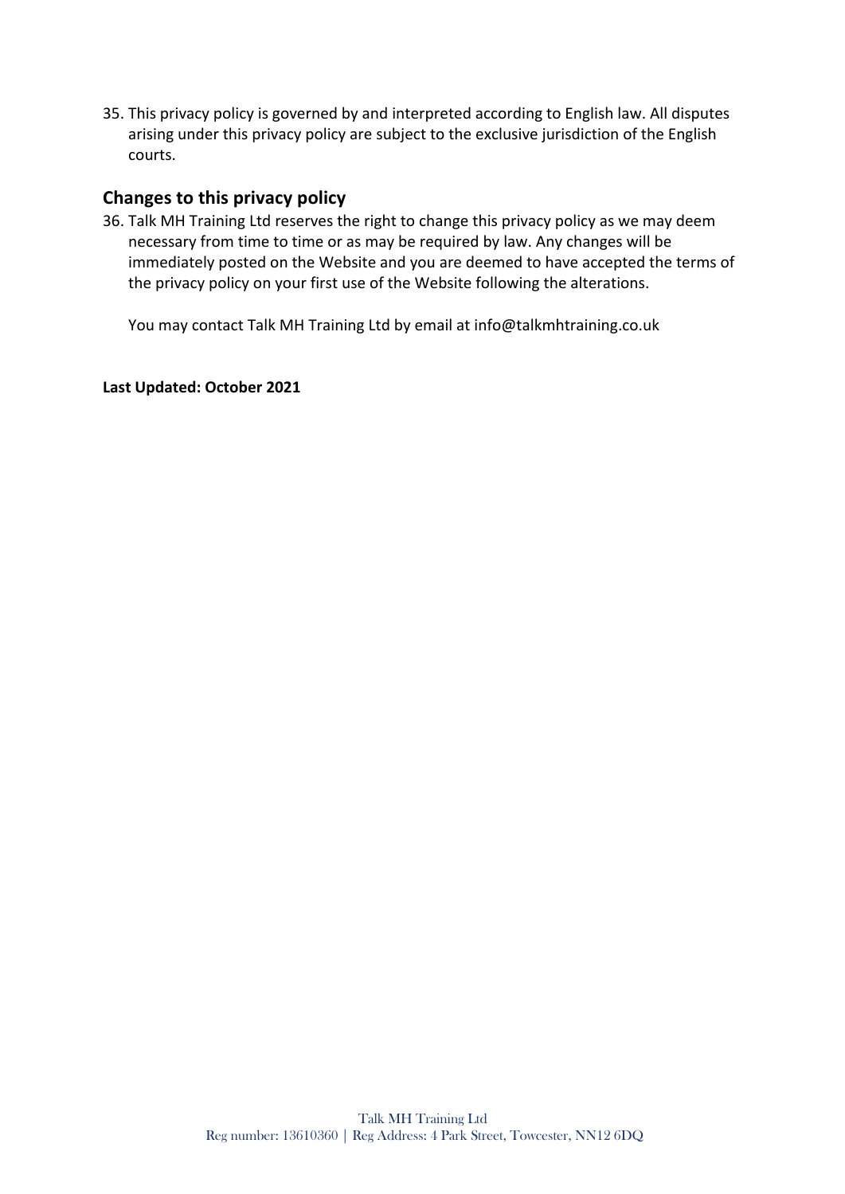35. This privacy policy is governed by and interpreted according to English law. All disputes arising under this privacy policy are subject to the exclusive jurisdiction of the English courts.

## Changes to this privacy policy

36. Talk MH Training Ltd reserves the right to change this privacy policy as we may deem necessary from time to time or as may be required by law. Any changes will be immediately posted on the Website and you are deemed to have accepted the terms of the privacy policy on your first use of the Website following the alterations.

    You may contact Talk MH Training Ltd by email at info@talkmhtraining.co.uk

**Last Updated: October 2021**